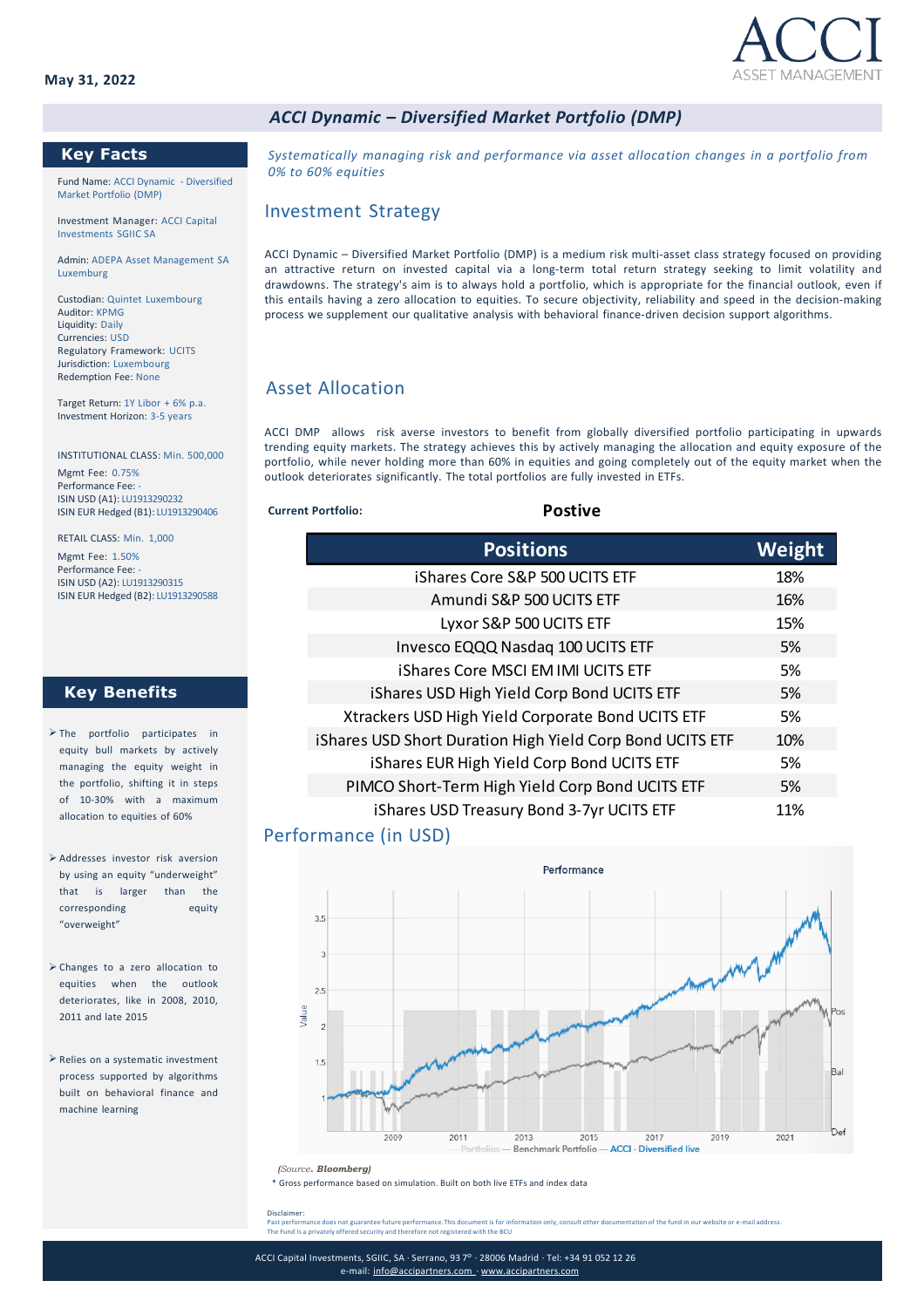May 31, 2022

ACCI ASSET MANAGEMENT

# ACCI Dynamic – Diversified Market Portfolio (DMP)

## Key Facts

Fund Name: ACCI Dynamic - Diversified Market Portfolio (DMP)

Investment Manager: ACCI Capital Investments SGIIC SA

Admin: ADEPA Asset Management SA Luxemburg

Custodian: Quintet Luxembourg
Auditor: KPMG
Liquidity: Daily
Currencies: USD
Regulatory Framework: UCITS
Jurisdiction: Luxembourg
Redemption Fee: None

Target Return: 1Y Libor + 6% p.a.
Investment Horizon: 3-5 years

INSTITUTIONAL CLASS: Min. 500,000
Mgmt Fee: 0.75%
Performance Fee: -
ISIN USD (A1): LU1913290232
ISIN EUR Hedged (B1): LU1913290406

RETAIL CLASS: Min. 1,000
Mgmt Fee: 1.50%
Performance Fee: -
ISIN USD (A2): LU1913290315
ISIN EUR Hedged (B2): LU1913290588

## Key Benefits

- The portfolio participates in equity bull markets by actively managing the equity weight in the portfolio, shifting it in steps of 10-30% with a maximum allocation to equities of 60%
- Addresses investor risk aversion by using an equity "underweight" that is larger than the corresponding equity "overweight"
- Changes to a zero allocation to equities when the outlook deteriorates, like in 2008, 2010, 2011 and late 2015
- Relies on a systematic investment process supported by algorithms built on behavioral finance and machine learning

*Systematically managing risk and performance via asset allocation changes in a portfolio from 0% to 60% equities*

## Investment Strategy

ACCI Dynamic – Diversified Market Portfolio (DMP) is a medium risk multi-asset class strategy focused on providing an attractive return on invested capital via a long-term total return strategy seeking to limit volatility and drawdowns. The strategy's aim is to always hold a portfolio, which is appropriate for the financial outlook, even if this entails having a zero allocation to equities. To secure objectivity, reliability and speed in the decision-making process we supplement our qualitative analysis with behavioral finance-driven decision support algorithms.

## Asset Allocation

ACCI DMP allows risk averse investors to benefit from globally diversified portfolio participating in upwards trending equity markets. The strategy achieves this by actively managing the allocation and equity exposure of the portfolio, while never holding more than 60% in equities and going completely out of the equity market when the outlook deteriorates significantly. The total portfolios are fully invested in ETFs.

**Current Portfolio:** **Postive**

| Positions | Weight |
|---|---|
| iShares Core S&P 500 UCITS ETF | 18% |
| Amundi S&P 500 UCITS ETF | 16% |
| Lyxor S&P 500 UCITS ETF | 15% |
| Invesco EQQQ Nasdaq 100 UCITS ETF | 5% |
| iShares Core MSCI EM IMI UCITS ETF | 5% |
| iShares USD High Yield Corp Bond UCITS ETF | 5% |
| Xtrackers USD High Yield Corporate Bond UCITS ETF | 5% |
| iShares USD Short Duration High Yield Corp Bond UCITS ETF | 10% |
| iShares EUR High Yield Corp Bond UCITS ETF | 5% |
| PIMCO Short-Term High Yield Corp Bond UCITS ETF | 5% |
| iShares USD Treasury Bond 3-7yr UCITS ETF | 11% |

## Performance (in USD)

Performance

Value

3.5
3
2.5
2
1.5
1

2009 2011 2013 2015 2017 2019 2021

Pos
Bal
Def

— Portfolios — Benchmark Portfolio — ACCI - Diversified live

*(Source. **Bloomberg**)*

* Gross performance based on simulation. Built on both live ETFs and index data

Disclaimer:
Past performance does not guarantee future performance. This document is for information only, consult other documentation of the fund in our website or e-mail address.
The Fund is a privately offered security and therefore not registered with the BCU

ACCI Capital Investments, SGIIC, SA · Serrano, 93 7º · 28006 Madrid · Tel: +34 91 052 12 26
e-mail: info@accipartners.com · www.accipartners.com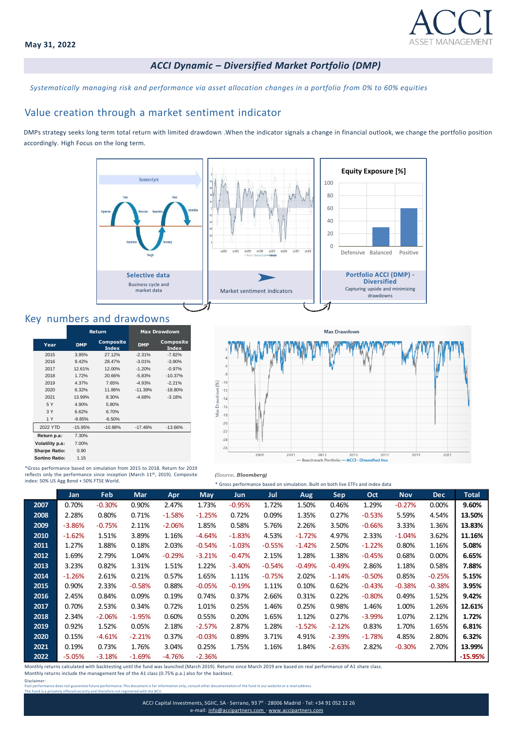May 31, 2022

ACCI
ASSET MANAGEMENT

## ACCI Dynamic – Diversified Market Portfolio (DMP)

*Systematically managing risk and performance via asset allocation changes in a portfolio from 0% to 60% equities*

## Value creation through a market sentiment indicator

DMPs strategy seeks long term total return with limited drawdown .When the indicator signals a change in financial outlook, we change the portfolio position accordingly. High Focus on the long term.

Business Cycle
Peak
Peak
Expansion
Recession
Expansion
Recession
Depression
Recovery
Trough

**Selective data**
Business cycle and market data

Market sentiment indicators

Equity Exposure [%]
100
80
60
40
20
0
Defensive Balanced Positive

**Portfolio ACCI (DMP) - Diversified**
Capturing upside and minimizing drawdowns

## Key numbers and drawdowns

| | Return | | Max Drawdown | |
|---|---|---|---|---|
| **Year** | **DMP** | **Composite Index** | **DMP** | **Composite Index** |
| 2015 | 3.95% | 27.12% | -2.31% | -7.82% |
| 2016 | 9.42% | 28.47% | -3.01% | -3.90% |
| 2017 | 12.61% | 12.00% | -1.20% | -0.97% |
| 2018 | 1.72% | 20.66% | -5.83% | -10.37% |
| 2019 | 4.37% | 7.65% | -4.93% | -2.21% |
| 2020 | 6.32% | 11.86% | -11.39% | -18.80% |
| 2021 | 13.99% | 8.30% | -4.68% | -3.18% |
| 5 Y | 4.90% | 5.80% | | |
| 3 Y | 6.62% | 6.70% | | |
| 1 Y | -9.85% | -6.50% | | |
| 2022 YTD | -15.95% | -10.88% | -17.46% | -13.66% |
| **Return p.a:** | 7.30% | | | |
| **Volatility p.a:** | 7.00% | | | |
| **Sharpe Ratio:** | 0.90 | | | |
| **Sortino Ratio:** | 1.15 | | | |

*Gross performance based on simulation from 2015 to 2018. Return for 2019 reflects only the performance since inception (March 11th, 2019). Composite index: 50% US Agg Bond + 50% FTSE World.

Max Drawdown
Max Drawdown [%]
-2 -4 -6 -8 -10 -12 -14 -16 -18 -20 -22 -24 -26
2009 2011 2013 2015 2017 2019 2021
— Benchmark Portfolio — ACCI - Diversified live

*(Source. **Bloomberg**)*

* Gross performance based on simulation. Built on both live ETFs and index data

| | Jan | Feb | Mar | Apr | May | Jun | Jul | Aug | Sep | Oct | Nov | Dec | Total |
|---|---|---|---|---|---|---|---|---|---|---|---|---|---|
| **2007** | 0.70% | -0.30% | 0.90% | 2.47% | 1.73% | -0.95% | 1.72% | 1.50% | 0.46% | 1.29% | -0.27% | 0.00% | **9.60%** |
| **2008** | 2.28% | 0.80% | 0.71% | -1.58% | -1.25% | 0.72% | 0.09% | 1.35% | 0.27% | -0.53% | 5.59% | 4.54% | **13.50%** |
| **2009** | -3.86% | -0.75% | 2.11% | -2.06% | 1.85% | 0.58% | 5.76% | 2.26% | 3.50% | -0.66% | 3.33% | 1.36% | **13.83%** |
| **2010** | -1.62% | 1.51% | 3.89% | 1.16% | -4.64% | -1.83% | 4.53% | -1.72% | 4.97% | 2.33% | -1.04% | 3.62% | **11.16%** |
| **2011** | 1.27% | 1.88% | 0.18% | 2.03% | -0.54% | -1.03% | -0.55% | -1.42% | 2.50% | -1.22% | 0.80% | 1.16% | **5.08%** |
| **2012** | 1.69% | 2.79% | 1.04% | -0.29% | -3.21% | -0.47% | 2.15% | 1.28% | 1.38% | -0.45% | 0.68% | 0.00% | **6.65%** |
| **2013** | 3.23% | 0.82% | 1.31% | 1.51% | 1.22% | -3.40% | -0.54% | -0.49% | -0.49% | 2.86% | 1.18% | 0.58% | **7.88%** |
| **2014** | -1.26% | 2.61% | 0.21% | 0.57% | 1.65% | 1.11% | -0.75% | 2.02% | -1.14% | -0.50% | 0.85% | -0.25% | **5.15%** |
| **2015** | 0.90% | 2.33% | -0.58% | 0.88% | -0.05% | -0.19% | 1.11% | 0.10% | 0.62% | -0.43% | -0.38% | -0.38% | **3.95%** |
| **2016** | 2.45% | 0.84% | 0.09% | 0.19% | 0.74% | 0.37% | 2.66% | 0.31% | 0.22% | -0.80% | 0.49% | 1.52% | **9.42%** |
| **2017** | 0.70% | 2.53% | 0.34% | 0.72% | 1.01% | 0.25% | 1.46% | 0.25% | 0.98% | 1.46% | 1.00% | 1.26% | **12.61%** |
| **2018** | 2.34% | -2.06% | -1.95% | 0.60% | 0.55% | 0.20% | 1.65% | 1.12% | 0.27% | -3.99% | 1.07% | 2.12% | **1.72%** |
| **2019** | 0.92% | 1.52% | 0.05% | 2.18% | -2.57% | 2.87% | 1.28% | -1.52% | -2.12% | 0.83% | 1.70% | 1.65% | **6.81%** |
| **2020** | 0.15% | -4.61% | -2.21% | 0.37% | -0.03% | 0.89% | 3.71% | 4.91% | -2.39% | -1.78% | 4.85% | 2.80% | **6.32%** |
| **2021** | 0.19% | 0.73% | 1.76% | 3.04% | 0.25% | 1.75% | 1.16% | 1.84% | -2.63% | 2.82% | -0.30% | 2.70% | **13.99%** |
| **2022** | -5.05% | -3.18% | -1.69% | -4.76% | -2.36% | | | | | | | | **-15.95%** |

Monthly returns calculated with backtesting until the fund was launched (March 2019). Returns since March 2019 are based on real performance of A1 share class.
Monthly returns include the management fee of the A1 class (0.75% p.a.) also for the backtest.

Disclaimer:
Past performance does not guarantee future performance.This document is for information only, consult other documentation of the fund in our website or e-mail address.
The Fund is a privately offered security and therefore not registered with the BCU

ACCI Capital Investments, SGIIC, SA · Serrano, 93 7º · 28006 Madrid · Tel: +34 91 052 12 26
e-mail: info@accipartners.com · www.accipartners.com